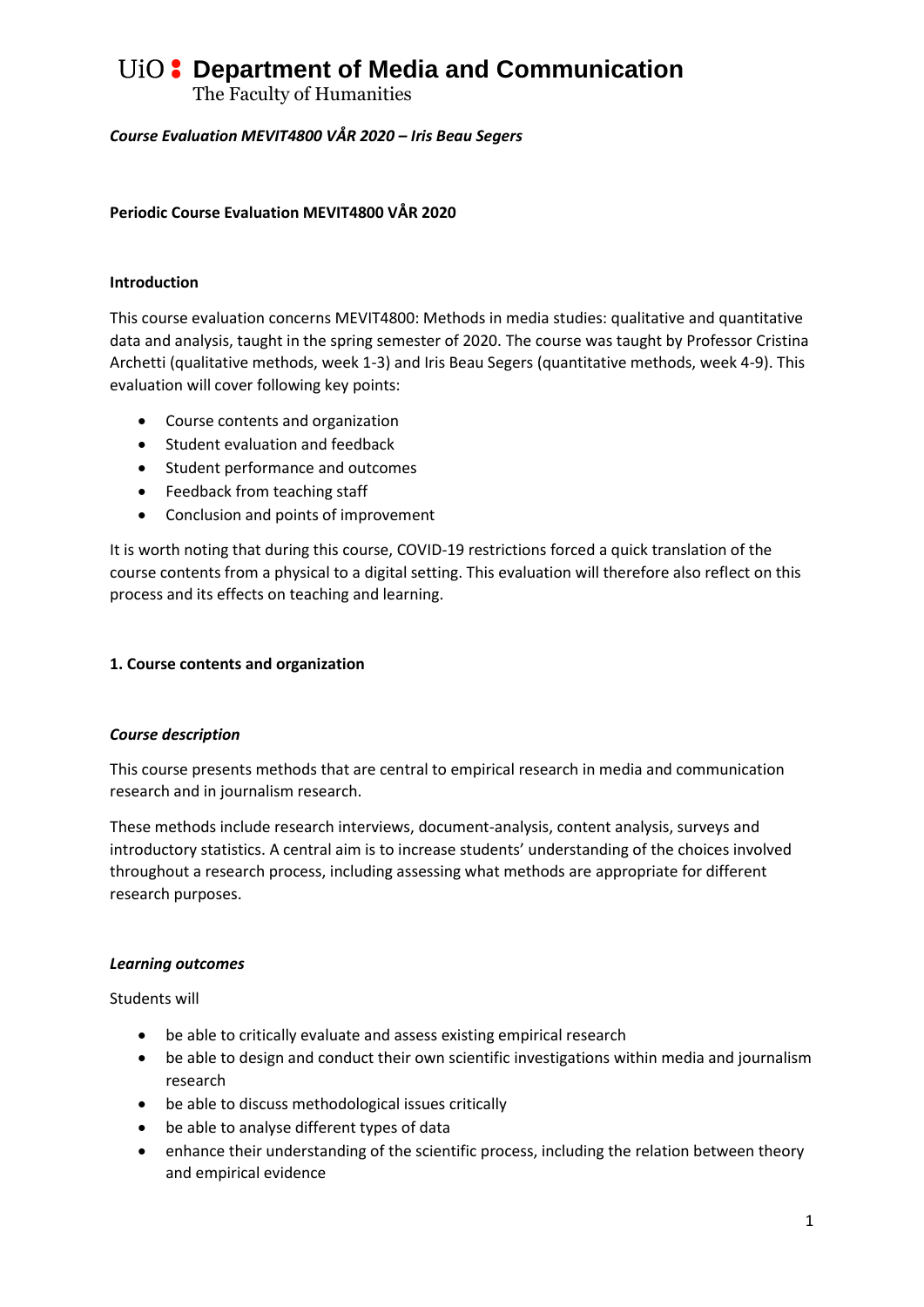# UiO : Department of Media and Communication

The Faculty of Humanities

***Course Evaluation MEVIT4800 VÅR 2020 – Iris Beau Segers***

**Periodic Course Evaluation MEVIT4800 VÅR 2020**

**Introduction**

This course evaluation concerns MEVIT4800: Methods in media studies: qualitative and quantitative data and analysis, taught in the spring semester of 2020. The course was taught by Professor Cristina Archetti (qualitative methods, week 1-3) and Iris Beau Segers (quantitative methods, week 4-9). This evaluation will cover following key points:

- Course contents and organization
- Student evaluation and feedback
- Student performance and outcomes
- Feedback from teaching staff
- Conclusion and points of improvement

It is worth noting that during this course, COVID-19 restrictions forced a quick translation of the course contents from a physical to a digital setting. This evaluation will therefore also reflect on this process and its effects on teaching and learning.

**1. Course contents and organization**

***Course description***

This course presents methods that are central to empirical research in media and communication research and in journalism research.

These methods include research interviews, document-analysis, content analysis, surveys and introductory statistics. A central aim is to increase students' understanding of the choices involved throughout a research process, including assessing what methods are appropriate for different research purposes.

***Learning outcomes***

Students will

- be able to critically evaluate and assess existing empirical research
- be able to design and conduct their own scientific investigations within media and journalism research
- be able to discuss methodological issues critically
- be able to analyse different types of data
- enhance their understanding of the scientific process, including the relation between theory and empirical evidence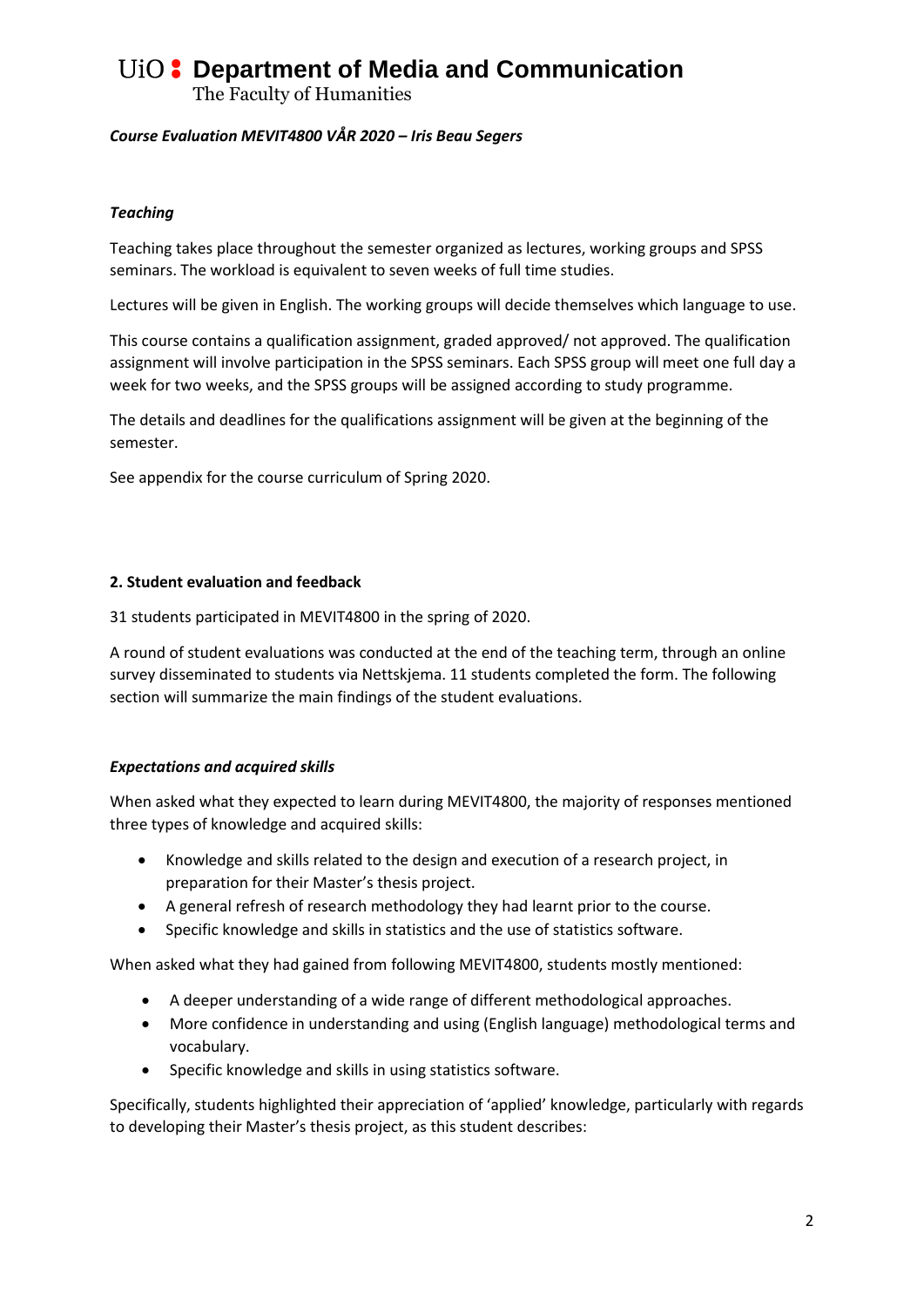# UiO : Department of Media and Communication

The Faculty of Humanities

***Course Evaluation MEVIT4800 VÅR 2020 – Iris Beau Segers***

### *Teaching*

Teaching takes place throughout the semester organized as lectures, working groups and SPSS seminars. The workload is equivalent to seven weeks of full time studies.

Lectures will be given in English. The working groups will decide themselves which language to use.

This course contains a qualification assignment, graded approved/ not approved. The qualification assignment will involve participation in the SPSS seminars. Each SPSS group will meet one full day a week for two weeks, and the SPSS groups will be assigned according to study programme.

The details and deadlines for the qualifications assignment will be given at the beginning of the semester.

See appendix for the course curriculum of Spring 2020.

## 2. Student evaluation and feedback

31 students participated in MEVIT4800 in the spring of 2020.

A round of student evaluations was conducted at the end of the teaching term, through an online survey disseminated to students via Nettskjema. 11 students completed the form. The following section will summarize the main findings of the student evaluations.

### *Expectations and acquired skills*

When asked what they expected to learn during MEVIT4800, the majority of responses mentioned three types of knowledge and acquired skills:

- Knowledge and skills related to the design and execution of a research project, in preparation for their Master's thesis project.
- A general refresh of research methodology they had learnt prior to the course.
- Specific knowledge and skills in statistics and the use of statistics software.

When asked what they had gained from following MEVIT4800, students mostly mentioned:

- A deeper understanding of a wide range of different methodological approaches.
- More confidence in understanding and using (English language) methodological terms and vocabulary.
- Specific knowledge and skills in using statistics software.

Specifically, students highlighted their appreciation of 'applied' knowledge, particularly with regards to developing their Master's thesis project, as this student describes: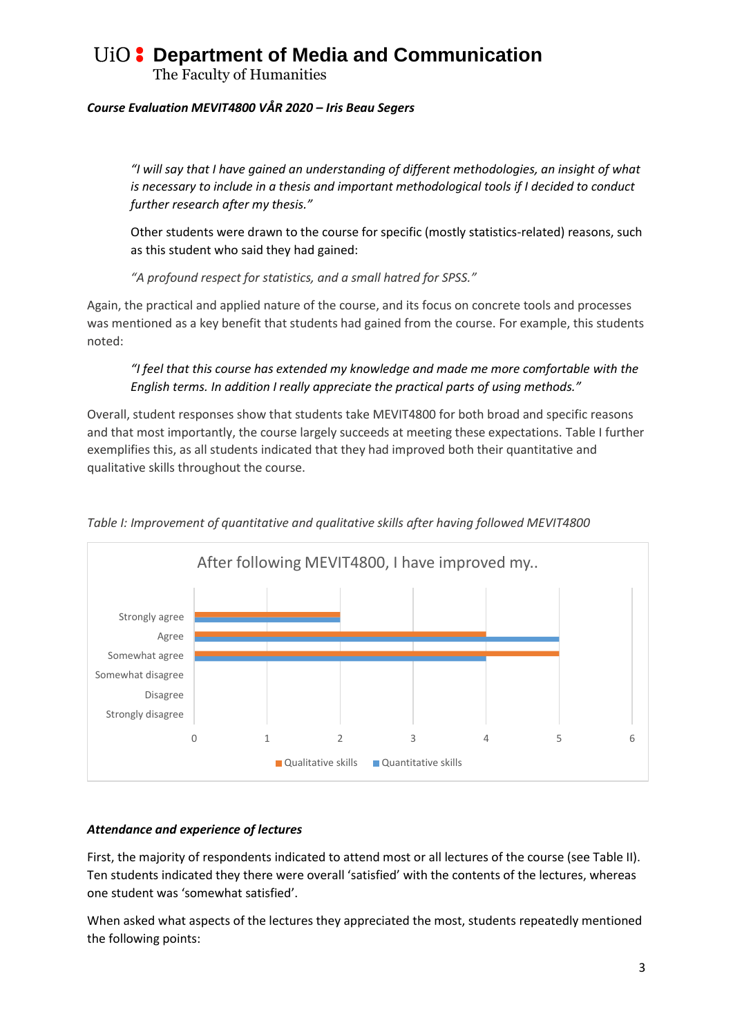> *"I will say that I have gained an understanding of different methodologies, an insight of what is necessary to include in a thesis and important methodological tools if I decided to conduct further research after my thesis."*
>
> Other students were drawn to the course for specific (mostly statistics-related) reasons, such as this student who said they had gained:
>
> *"A profound respect for statistics, and a small hatred for SPSS."*

Again, the practical and applied nature of the course, and its focus on concrete tools and processes was mentioned as a key benefit that students had gained from the course. For example, this students noted:

> *"I feel that this course has extended my knowledge and made me more comfortable with the English terms. In addition I really appreciate the practical parts of using methods."*

Overall, student responses show that students take MEVIT4800 for both broad and specific reasons and that most importantly, the course largely succeeds at meeting these expectations. Table I further exemplifies this, as all students indicated that they had improved both their quantitative and qualitative skills throughout the course.

*Table I: Improvement of quantitative and qualitative skills after having followed MEVIT4800*

After following MEVIT4800, I have improved my..

| | Qualitative skills | Quantitative skills |
|---|---|---|
| Strongly agree | 2 | 2 |
| Agree | 4 | 5 |
| Somewhat agree | 5 | 4 |
| Somewhat disagree | 0 | 0 |
| Disagree | 0 | 0 |
| Strongly disagree | 0 | 0 |

### *Attendance and experience of lectures*

First, the majority of respondents indicated to attend most or all lectures of the course (see Table II). Ten students indicated they there were overall 'satisfied' with the contents of the lectures, whereas one student was 'somewhat satisfied'.

When asked what aspects of the lectures they appreciated the most, students repeatedly mentioned the following points: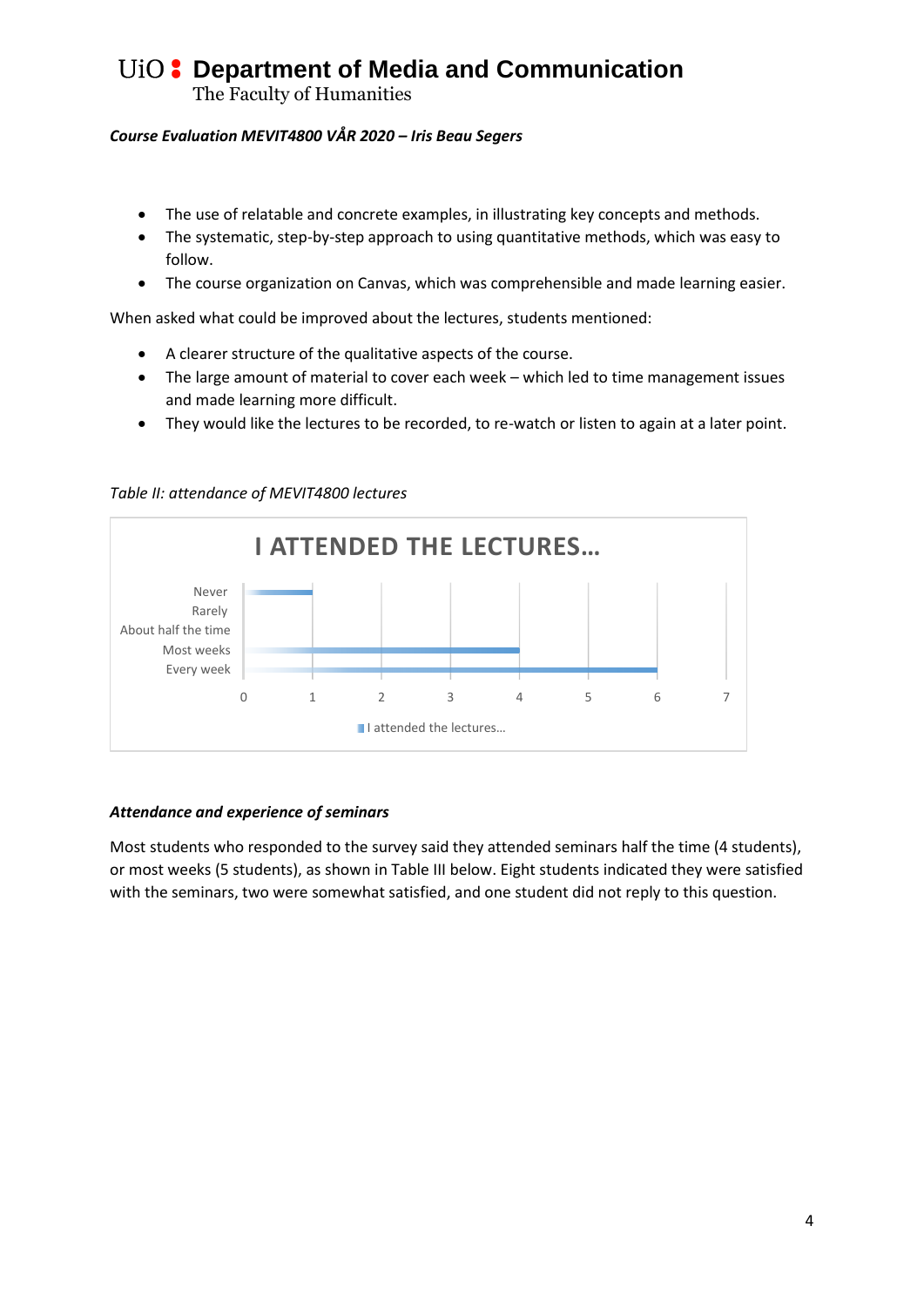- The use of relatable and concrete examples, in illustrating key concepts and methods.
- The systematic, step-by-step approach to using quantitative methods, which was easy to follow.
- The course organization on Canvas, which was comprehensible and made learning easier.

When asked what could be improved about the lectures, students mentioned:

- A clearer structure of the qualitative aspects of the course.
- The large amount of material to cover each week – which led to time management issues and made learning more difficult.
- They would like the lectures to be recorded, to re-watch or listen to again at a later point.

*Table II: attendance of MEVIT4800 lectures*

**I ATTENDED THE LECTURES…**

| I attended the lectures… | Number of students |
| --- | --- |
| Never | 1 |
| Rarely | 0 |
| About half the time | 0 |
| Most weeks | 4 |
| Every week | 6 |

### *Attendance and experience of seminars*

Most students who responded to the survey said they attended seminars half the time (4 students), or most weeks (5 students), as shown in Table III below. Eight students indicated they were satisfied with the seminars, two were somewhat satisfied, and one student did not reply to this question.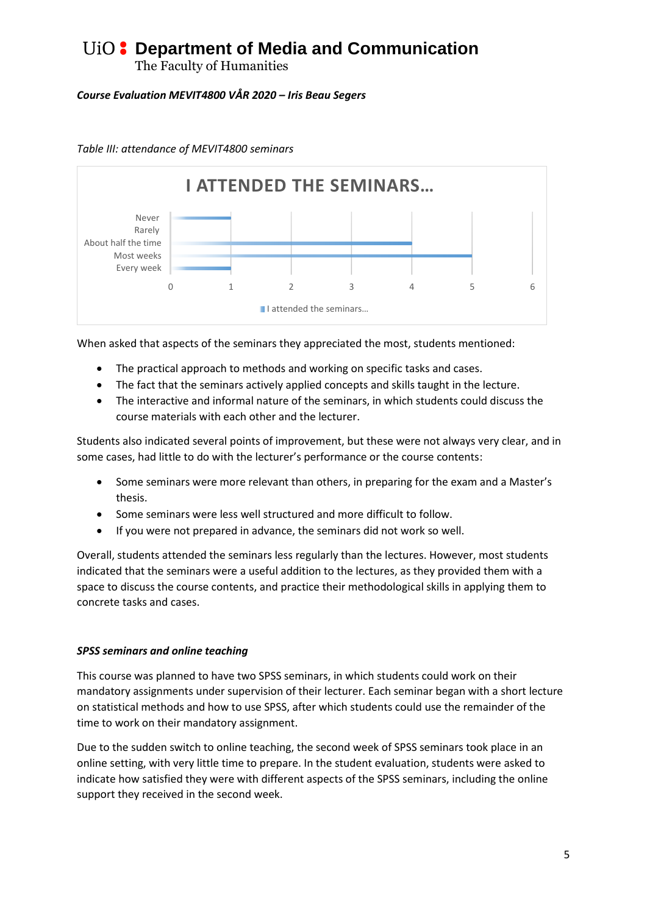*Table III: attendance of MEVIT4800 seminars*

**I ATTENDED THE SEMINARS…**

| I attended the seminars… | Count |
|---|---|
| Never | 1 |
| Rarely | 0 |
| About half the time | 4 |
| Most weeks | 5 |
| Every week | 1 |

When asked that aspects of the seminars they appreciated the most, students mentioned:

- The practical approach to methods and working on specific tasks and cases.
- The fact that the seminars actively applied concepts and skills taught in the lecture.
- The interactive and informal nature of the seminars, in which students could discuss the course materials with each other and the lecturer.

Students also indicated several points of improvement, but these were not always very clear, and in some cases, had little to do with the lecturer's performance or the course contents:

- Some seminars were more relevant than others, in preparing for the exam and a Master's thesis.
- Some seminars were less well structured and more difficult to follow.
- If you were not prepared in advance, the seminars did not work so well.

Overall, students attended the seminars less regularly than the lectures. However, most students indicated that the seminars were a useful addition to the lectures, as they provided them with a space to discuss the course contents, and practice their methodological skills in applying them to concrete tasks and cases.

### *SPSS seminars and online teaching*

This course was planned to have two SPSS seminars, in which students could work on their mandatory assignments under supervision of their lecturer. Each seminar began with a short lecture on statistical methods and how to use SPSS, after which students could use the remainder of the time to work on their mandatory assignment.

Due to the sudden switch to online teaching, the second week of SPSS seminars took place in an online setting, with very little time to prepare. In the student evaluation, students were asked to indicate how satisfied they were with different aspects of the SPSS seminars, including the online support they received in the second week.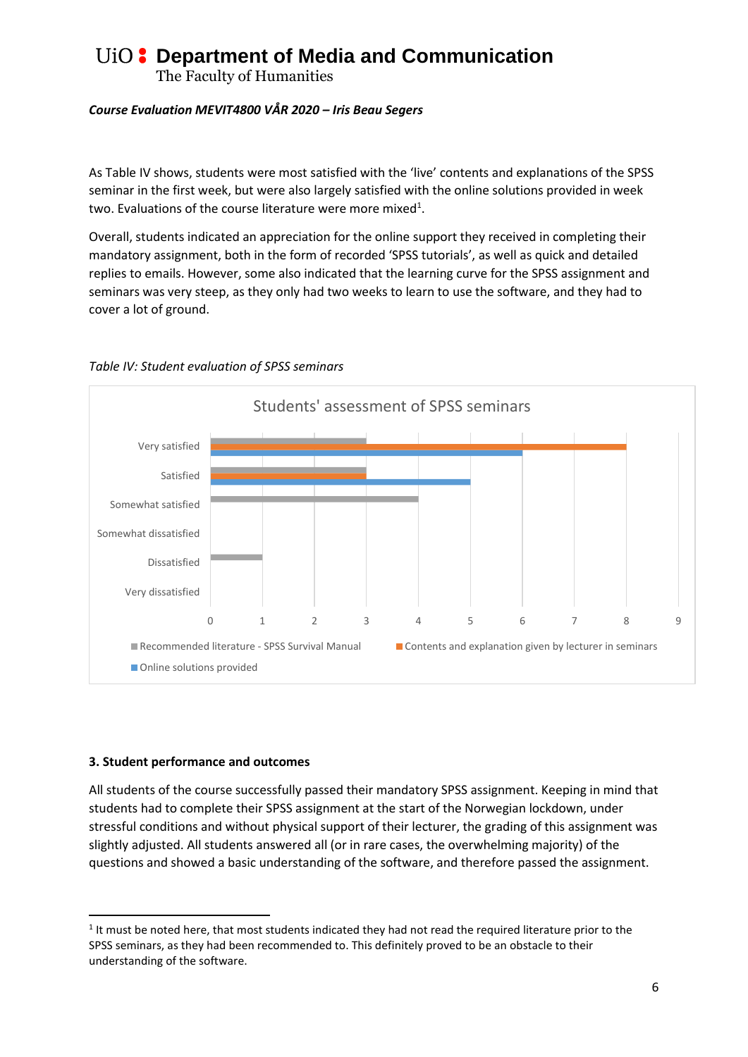As Table IV shows, students were most satisfied with the 'live' contents and explanations of the SPSS seminar in the first week, but were also largely satisfied with the online solutions provided in week two. Evaluations of the course literature were more mixed[1].

Overall, students indicated an appreciation for the online support they received in completing their mandatory assignment, both in the form of recorded 'SPSS tutorials', as well as quick and detailed replies to emails. However, some also indicated that the learning curve for the SPSS assignment and seminars was very steep, as they only had two weeks to learn to use the software, and they had to cover a lot of ground.

*Table IV: Student evaluation of SPSS seminars*

**Students' assessment of SPSS seminars**

| | Recommended literature - SPSS Survival Manual | Contents and explanation given by lecturer in seminars | Online solutions provided |
|---|---|---|---|
| Very satisfied | 3 | 8 | 6 |
| Satisfied | 3 | 3 | 5 |
| Somewhat satisfied | 4 | | |
| Somewhat dissatisfied | | | |
| Dissatisfied | 1 | | |
| Very dissatisfied | | | |

### 3. Student performance and outcomes

All students of the course successfully passed their mandatory SPSS assignment. Keeping in mind that students had to complete their SPSS assignment at the start of the Norwegian lockdown, under stressful conditions and without physical support of their lecturer, the grading of this assignment was slightly adjusted. All students answered all (or in rare cases, the overwhelming majority) of the questions and showed a basic understanding of the software, and therefore passed the assignment.

[1] It must be noted here, that most students indicated they had not read the required literature prior to the SPSS seminars, as they had been recommended to. This definitely proved to be an obstacle to their understanding of the software.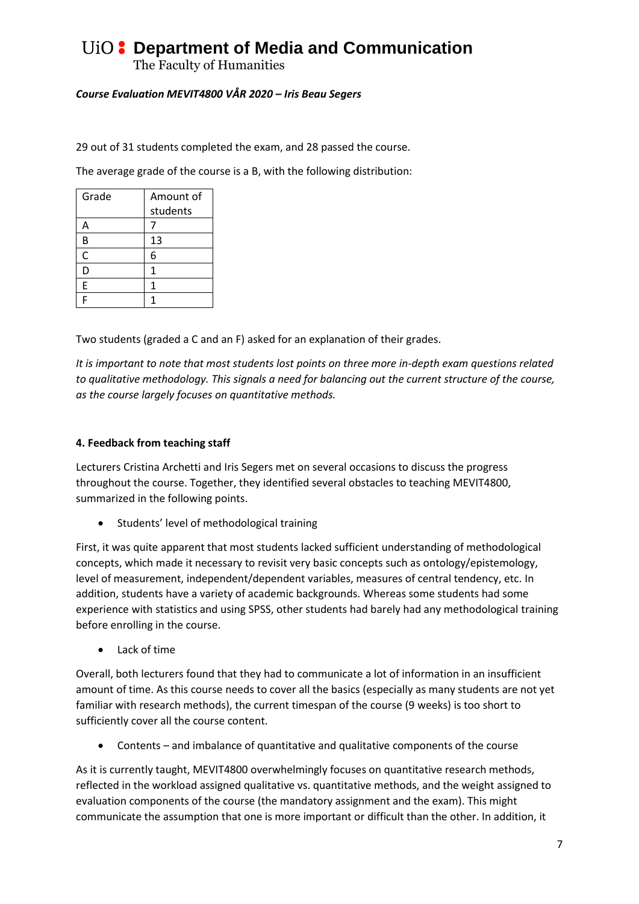*Course Evaluation MEVIT4800 VÅR 2020 – Iris Beau Segers*

29 out of 31 students completed the exam, and 28 passed the course.

The average grade of the course is a B, with the following distribution:

| Grade | Amount of students |
|---|---|
| A | 7 |
| B | 13 |
| C | 6 |
| D | 1 |
| E | 1 |
| F | 1 |

Two students (graded a C and an F) asked for an explanation of their grades.

*It is important to note that most students lost points on three more in-depth exam questions related to qualitative methodology. This signals a need for balancing out the current structure of the course, as the course largely focuses on quantitative methods.*

**4. Feedback from teaching staff**

Lecturers Cristina Archetti and Iris Segers met on several occasions to discuss the progress throughout the course. Together, they identified several obstacles to teaching MEVIT4800, summarized in the following points.

- Students' level of methodological training

First, it was quite apparent that most students lacked sufficient understanding of methodological concepts, which made it necessary to revisit very basic concepts such as ontology/epistemology, level of measurement, independent/dependent variables, measures of central tendency, etc. In addition, students have a variety of academic backgrounds. Whereas some students had some experience with statistics and using SPSS, other students had barely had any methodological training before enrolling in the course.

- Lack of time

Overall, both lecturers found that they had to communicate a lot of information in an insufficient amount of time. As this course needs to cover all the basics (especially as many students are not yet familiar with research methods), the current timespan of the course (9 weeks) is too short to sufficiently cover all the course content.

- Contents – and imbalance of quantitative and qualitative components of the course

As it is currently taught, MEVIT4800 overwhelmingly focuses on quantitative research methods, reflected in the workload assigned qualitative vs. quantitative methods, and the weight assigned to evaluation components of the course (the mandatory assignment and the exam). This might communicate the assumption that one is more important or difficult than the other. In addition, it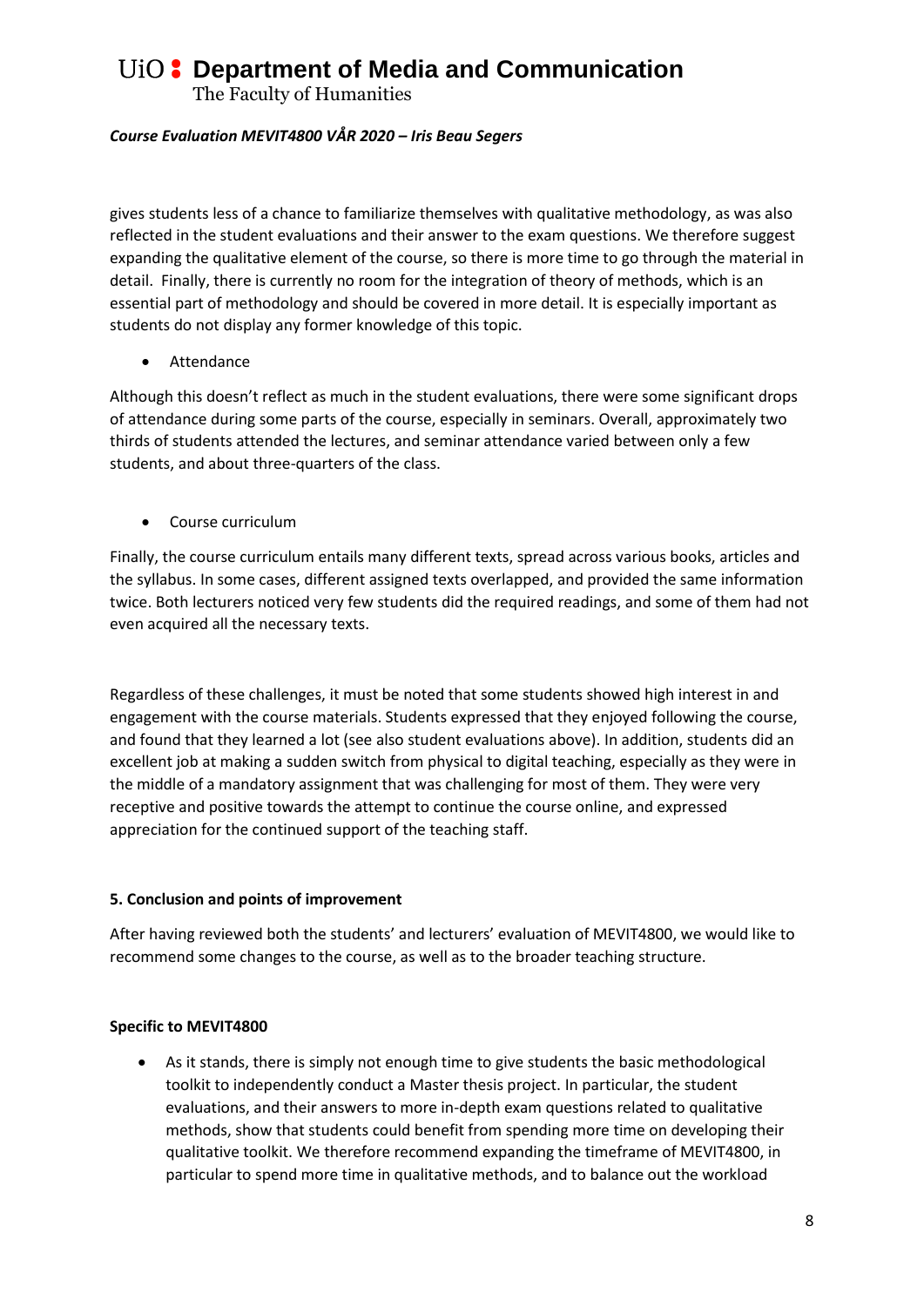gives students less of a chance to familiarize themselves with qualitative methodology, as was also reflected in the student evaluations and their answer to the exam questions. We therefore suggest expanding the qualitative element of the course, so there is more time to go through the material in detail. Finally, there is currently no room for the integration of theory of methods, which is an essential part of methodology and should be covered in more detail. It is especially important as students do not display any former knowledge of this topic.

- Attendance

Although this doesn't reflect as much in the student evaluations, there were some significant drops of attendance during some parts of the course, especially in seminars. Overall, approximately two thirds of students attended the lectures, and seminar attendance varied between only a few students, and about three-quarters of the class.

- Course curriculum

Finally, the course curriculum entails many different texts, spread across various books, articles and the syllabus. In some cases, different assigned texts overlapped, and provided the same information twice. Both lecturers noticed very few students did the required readings, and some of them had not even acquired all the necessary texts.

Regardless of these challenges, it must be noted that some students showed high interest in and engagement with the course materials. Students expressed that they enjoyed following the course, and found that they learned a lot (see also student evaluations above). In addition, students did an excellent job at making a sudden switch from physical to digital teaching, especially as they were in the middle of a mandatory assignment that was challenging for most of them. They were very receptive and positive towards the attempt to continue the course online, and expressed appreciation for the continued support of the teaching staff.

### 5. Conclusion and points of improvement

After having reviewed both the students' and lecturers' evaluation of MEVIT4800, we would like to recommend some changes to the course, as well as to the broader teaching structure.

**Specific to MEVIT4800**

- As it stands, there is simply not enough time to give students the basic methodological toolkit to independently conduct a Master thesis project. In particular, the student evaluations, and their answers to more in-depth exam questions related to qualitative methods, show that students could benefit from spending more time on developing their qualitative toolkit. We therefore recommend expanding the timeframe of MEVIT4800, in particular to spend more time in qualitative methods, and to balance out the workload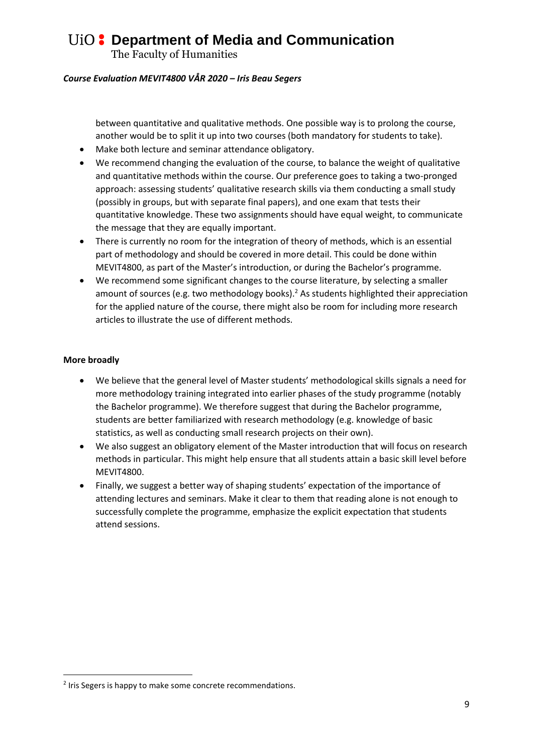between quantitative and qualitative methods. One possible way is to prolong the course, another would be to split it up into two courses (both mandatory for students to take).

- Make both lecture and seminar attendance obligatory.
- We recommend changing the evaluation of the course, to balance the weight of qualitative and quantitative methods within the course. Our preference goes to taking a two-pronged approach: assessing students' qualitative research skills via them conducting a small study (possibly in groups, but with separate final papers), and one exam that tests their quantitative knowledge. These two assignments should have equal weight, to communicate the message that they are equally important.
- There is currently no room for the integration of theory of methods, which is an essential part of methodology and should be covered in more detail. This could be done within MEVIT4800, as part of the Master's introduction, or during the Bachelor's programme.
- We recommend some significant changes to the course literature, by selecting a smaller amount of sources (e.g. two methodology books).[2] As students highlighted their appreciation for the applied nature of the course, there might also be room for including more research articles to illustrate the use of different methods.

**More broadly**

- We believe that the general level of Master students' methodological skills signals a need for more methodology training integrated into earlier phases of the study programme (notably the Bachelor programme). We therefore suggest that during the Bachelor programme, students are better familiarized with research methodology (e.g. knowledge of basic statistics, as well as conducting small research projects on their own).
- We also suggest an obligatory element of the Master introduction that will focus on research methods in particular. This might help ensure that all students attain a basic skill level before MEVIT4800.
- Finally, we suggest a better way of shaping students' expectation of the importance of attending lectures and seminars. Make it clear to them that reading alone is not enough to successfully complete the programme, emphasize the explicit expectation that students attend sessions.

[2] Iris Segers is happy to make some concrete recommendations.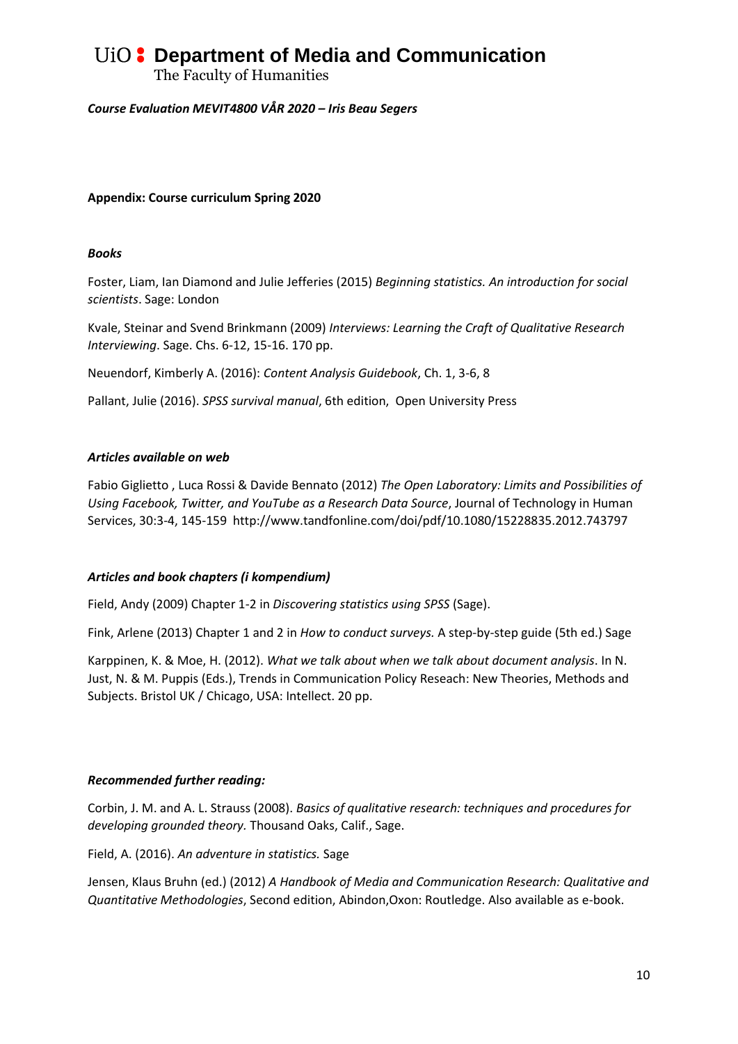*Course Evaluation MEVIT4800 VÅR 2020 – Iris Beau Segers*

**Appendix: Course curriculum Spring 2020**

***Books***

Foster, Liam, Ian Diamond and Julie Jefferies (2015) *Beginning statistics. An introduction for social scientists*. Sage: London

Kvale, Steinar and Svend Brinkmann (2009) *Interviews: Learning the Craft of Qualitative Research Interviewing*. Sage. Chs. 6-12, 15-16. 170 pp.

Neuendorf, Kimberly A. (2016): *Content Analysis Guidebook*, Ch. 1, 3-6, 8

Pallant, Julie (2016). *SPSS survival manual*, 6th edition, Open University Press

***Articles available on web***

Fabio Giglietto , Luca Rossi & Davide Bennato (2012) *The Open Laboratory: Limits and Possibilities of Using Facebook, Twitter, and YouTube as a Research Data Source*, Journal of Technology in Human Services, 30:3-4, 145-159 http://www.tandfonline.com/doi/pdf/10.1080/15228835.2012.743797

***Articles and book chapters (i kompendium)***

Field, Andy (2009) Chapter 1-2 in *Discovering statistics using SPSS* (Sage).

Fink, Arlene (2013) Chapter 1 and 2 in *How to conduct surveys.* A step-by-step guide (5th ed.) Sage

Karppinen, K. & Moe, H. (2012). *What we talk about when we talk about document analysis*. In N. Just, N. & M. Puppis (Eds.), Trends in Communication Policy Reseach: New Theories, Methods and Subjects. Bristol UK / Chicago, USA: Intellect. 20 pp.

***Recommended further reading:***

Corbin, J. M. and A. L. Strauss (2008). *Basics of qualitative research: techniques and procedures for developing grounded theory.* Thousand Oaks, Calif., Sage.

Field, A. (2016). *An adventure in statistics.* Sage

Jensen, Klaus Bruhn (ed.) (2012) *A Handbook of Media and Communication Research: Qualitative and Quantitative Methodologies*, Second edition, Abindon,Oxon: Routledge. Also available as e-book.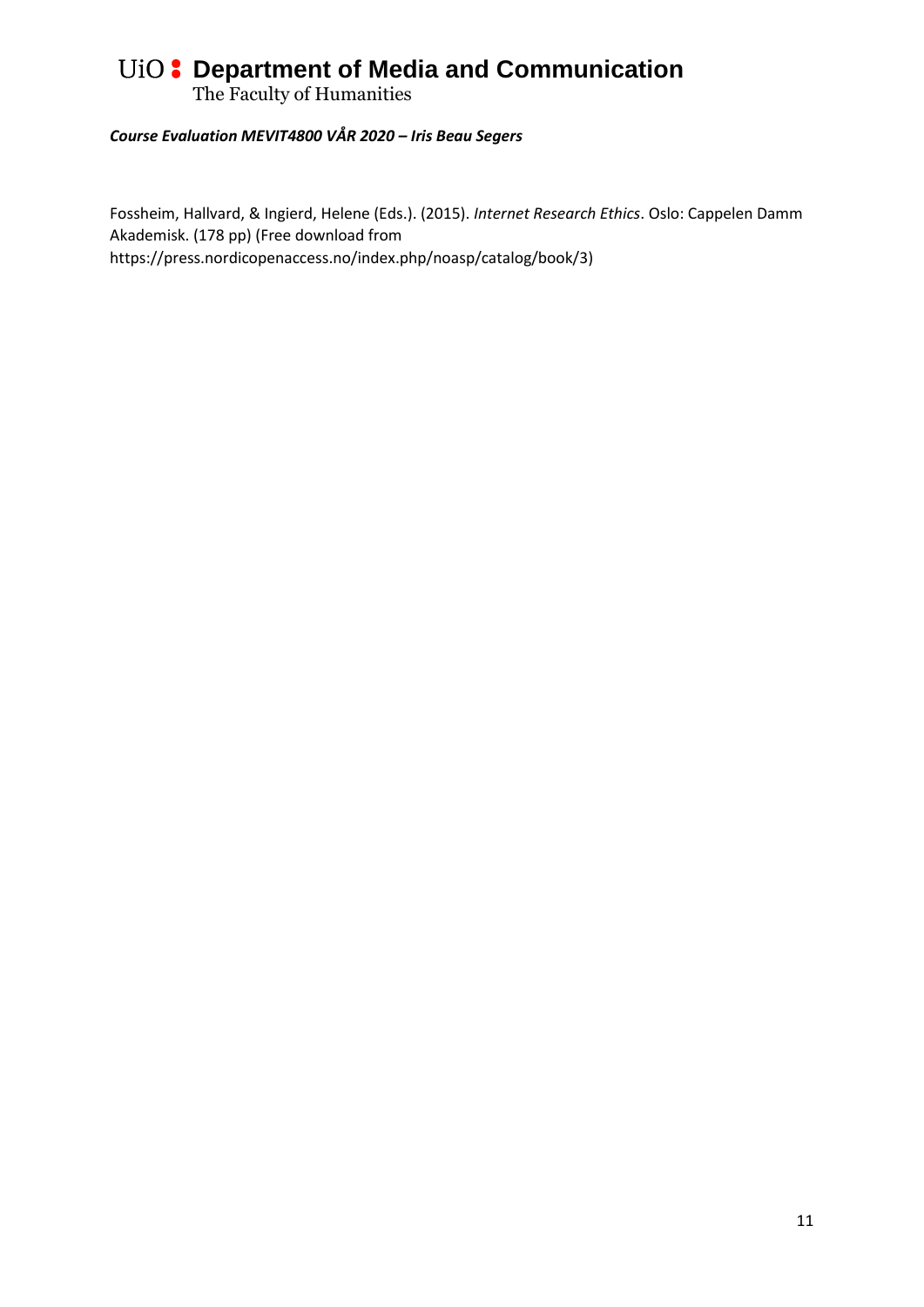Fossheim, Hallvard, & Ingierd, Helene (Eds.). (2015). *Internet Research Ethics*. Oslo: Cappelen Damm Akademisk. (178 pp) (Free download from https://press.nordicopenaccess.no/index.php/noasp/catalog/book/3)